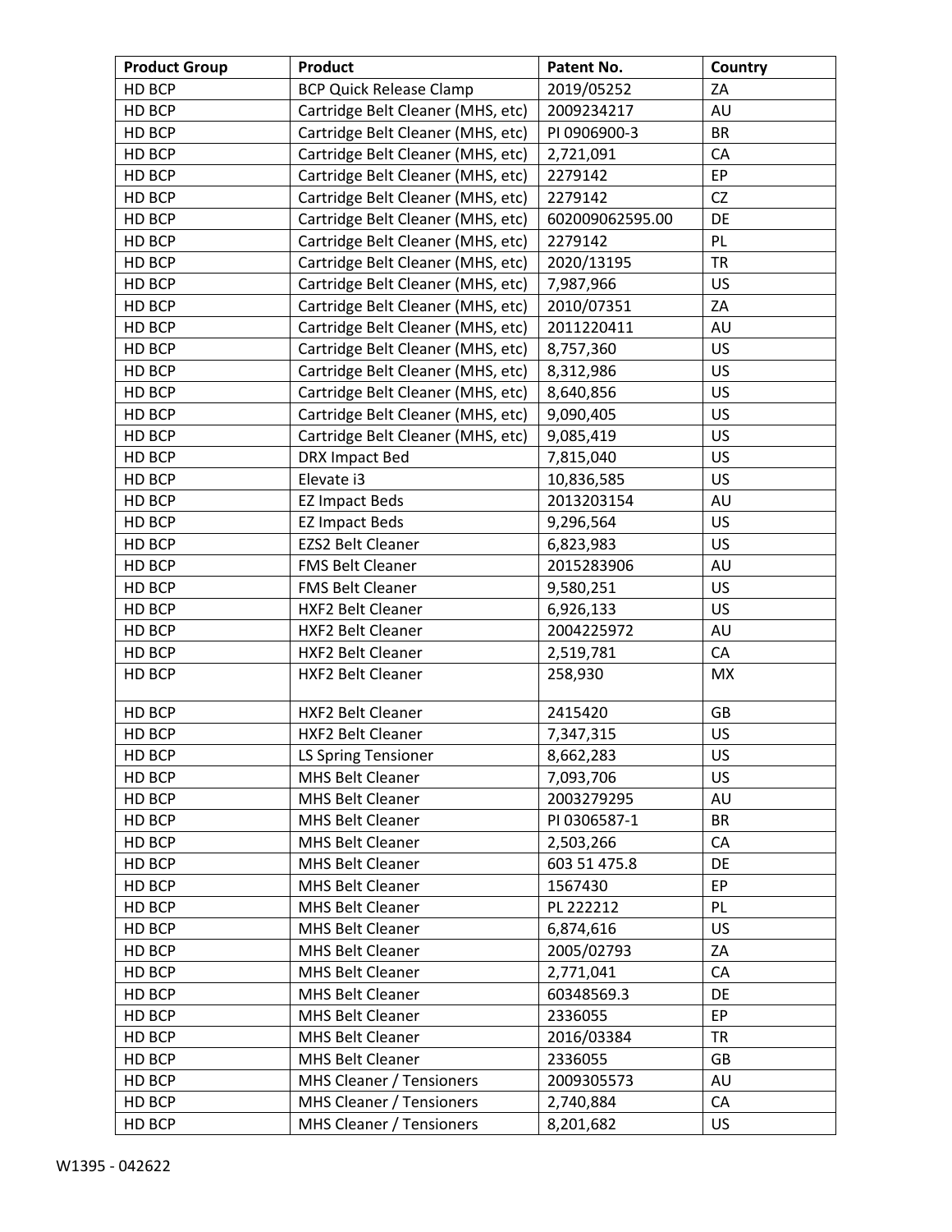| Product Group | Product | Patent No. | Country |
|---|---|---|---|
| HD BCP | BCP Quick Release Clamp | 2019/05252 | ZA |
| HD BCP | Cartridge Belt Cleaner (MHS, etc) | 2009234217 | AU |
| HD BCP | Cartridge Belt Cleaner (MHS, etc) | PI 0906900-3 | BR |
| HD BCP | Cartridge Belt Cleaner (MHS, etc) | 2,721,091 | CA |
| HD BCP | Cartridge Belt Cleaner (MHS, etc) | 2279142 | EP |
| HD BCP | Cartridge Belt Cleaner (MHS, etc) | 2279142 | CZ |
| HD BCP | Cartridge Belt Cleaner (MHS, etc) | 602009062595.00 | DE |
| HD BCP | Cartridge Belt Cleaner (MHS, etc) | 2279142 | PL |
| HD BCP | Cartridge Belt Cleaner (MHS, etc) | 2020/13195 | TR |
| HD BCP | Cartridge Belt Cleaner (MHS, etc) | 7,987,966 | US |
| HD BCP | Cartridge Belt Cleaner (MHS, etc) | 2010/07351 | ZA |
| HD BCP | Cartridge Belt Cleaner (MHS, etc) | 2011220411 | AU |
| HD BCP | Cartridge Belt Cleaner (MHS, etc) | 8,757,360 | US |
| HD BCP | Cartridge Belt Cleaner (MHS, etc) | 8,312,986 | US |
| HD BCP | Cartridge Belt Cleaner (MHS, etc) | 8,640,856 | US |
| HD BCP | Cartridge Belt Cleaner (MHS, etc) | 9,090,405 | US |
| HD BCP | Cartridge Belt Cleaner (MHS, etc) | 9,085,419 | US |
| HD BCP | DRX Impact Bed | 7,815,040 | US |
| HD BCP | Elevate i3 | 10,836,585 | US |
| HD BCP | EZ Impact Beds | 2013203154 | AU |
| HD BCP | EZ Impact Beds | 9,296,564 | US |
| HD BCP | EZS2 Belt Cleaner | 6,823,983 | US |
| HD BCP | FMS Belt Cleaner | 2015283906 | AU |
| HD BCP | FMS Belt Cleaner | 9,580,251 | US |
| HD BCP | HXF2 Belt Cleaner | 6,926,133 | US |
| HD BCP | HXF2 Belt Cleaner | 2004225972 | AU |
| HD BCP | HXF2 Belt Cleaner | 2,519,781 | CA |
| HD BCP | HXF2 Belt Cleaner | 258,930 | MX |
| HD BCP | HXF2 Belt Cleaner | 2415420 | GB |
| HD BCP | HXF2 Belt Cleaner | 7,347,315 | US |
| HD BCP | LS Spring Tensioner | 8,662,283 | US |
| HD BCP | MHS Belt Cleaner | 7,093,706 | US |
| HD BCP | MHS Belt Cleaner | 2003279295 | AU |
| HD BCP | MHS Belt Cleaner | PI 0306587-1 | BR |
| HD BCP | MHS Belt Cleaner | 2,503,266 | CA |
| HD BCP | MHS Belt Cleaner | 603 51 475.8 | DE |
| HD BCP | MHS Belt Cleaner | 1567430 | EP |
| HD BCP | MHS Belt Cleaner | PL 222212 | PL |
| HD BCP | MHS Belt Cleaner | 6,874,616 | US |
| HD BCP | MHS Belt Cleaner | 2005/02793 | ZA |
| HD BCP | MHS Belt Cleaner | 2,771,041 | CA |
| HD BCP | MHS Belt Cleaner | 60348569.3 | DE |
| HD BCP | MHS Belt Cleaner | 2336055 | EP |
| HD BCP | MHS Belt Cleaner | 2016/03384 | TR |
| HD BCP | MHS Belt Cleaner | 2336055 | GB |
| HD BCP | MHS Cleaner / Tensioners | 2009305573 | AU |
| HD BCP | MHS Cleaner / Tensioners | 2,740,884 | CA |
| HD BCP | MHS Cleaner / Tensioners | 8,201,682 | US |

W1395 - 042622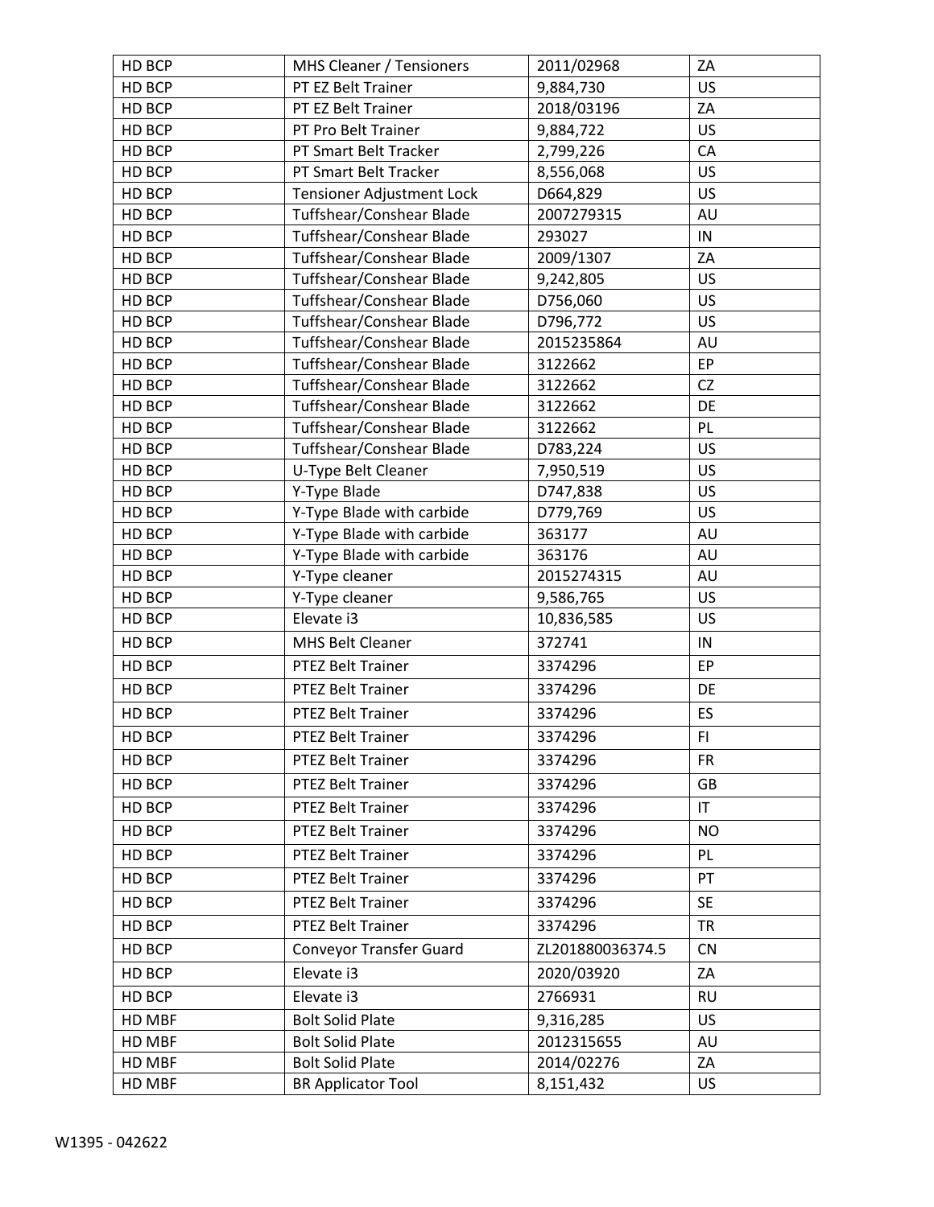| HD BCP | MHS Cleaner / Tensioners | 2011/02968 | ZA |
|---|---|---|---|
| HD BCP | PT EZ Belt Trainer | 9,884,730 | US |
| HD BCP | PT EZ Belt Trainer | 2018/03196 | ZA |
| HD BCP | PT Pro Belt Trainer | 9,884,722 | US |
| HD BCP | PT Smart Belt Tracker | 2,799,226 | CA |
| HD BCP | PT Smart Belt Tracker | 8,556,068 | US |
| HD BCP | Tensioner Adjustment Lock | D664,829 | US |
| HD BCP | Tuffshear/Conshear Blade | 2007279315 | AU |
| HD BCP | Tuffshear/Conshear Blade | 293027 | IN |
| HD BCP | Tuffshear/Conshear Blade | 2009/1307 | ZA |
| HD BCP | Tuffshear/Conshear Blade | 9,242,805 | US |
| HD BCP | Tuffshear/Conshear Blade | D756,060 | US |
| HD BCP | Tuffshear/Conshear Blade | D796,772 | US |
| HD BCP | Tuffshear/Conshear Blade | 2015235864 | AU |
| HD BCP | Tuffshear/Conshear Blade | 3122662 | EP |
| HD BCP | Tuffshear/Conshear Blade | 3122662 | CZ |
| HD BCP | Tuffshear/Conshear Blade | 3122662 | DE |
| HD BCP | Tuffshear/Conshear Blade | 3122662 | PL |
| HD BCP | Tuffshear/Conshear Blade | D783,224 | US |
| HD BCP | U-Type Belt Cleaner | 7,950,519 | US |
| HD BCP | Y-Type Blade | D747,838 | US |
| HD BCP | Y-Type Blade with carbide | D779,769 | US |
| HD BCP | Y-Type Blade with carbide | 363177 | AU |
| HD BCP | Y-Type Blade with carbide | 363176 | AU |
| HD BCP | Y-Type cleaner | 2015274315 | AU |
| HD BCP | Y-Type cleaner | 9,586,765 | US |
| HD BCP | Elevate i3 | 10,836,585 | US |
| HD BCP | MHS Belt Cleaner | 372741 | IN |
| HD BCP | PTEZ Belt Trainer | 3374296 | EP |
| HD BCP | PTEZ Belt Trainer | 3374296 | DE |
| HD BCP | PTEZ Belt Trainer | 3374296 | ES |
| HD BCP | PTEZ Belt Trainer | 3374296 | FI |
| HD BCP | PTEZ Belt Trainer | 3374296 | FR |
| HD BCP | PTEZ Belt Trainer | 3374296 | GB |
| HD BCP | PTEZ Belt Trainer | 3374296 | IT |
| HD BCP | PTEZ Belt Trainer | 3374296 | NO |
| HD BCP | PTEZ Belt Trainer | 3374296 | PL |
| HD BCP | PTEZ Belt Trainer | 3374296 | PT |
| HD BCP | PTEZ Belt Trainer | 3374296 | SE |
| HD BCP | PTEZ Belt Trainer | 3374296 | TR |
| HD BCP | Conveyor Transfer Guard | ZL201880036374.5 | CN |
| HD BCP | Elevate i3 | 2020/03920 | ZA |
| HD BCP | Elevate i3 | 2766931 | RU |
| HD MBF | Bolt Solid Plate | 9,316,285 | US |
| HD MBF | Bolt Solid Plate | 2012315655 | AU |
| HD MBF | Bolt Solid Plate | 2014/02276 | ZA |
| HD MBF | BR Applicator Tool | 8,151,432 | US |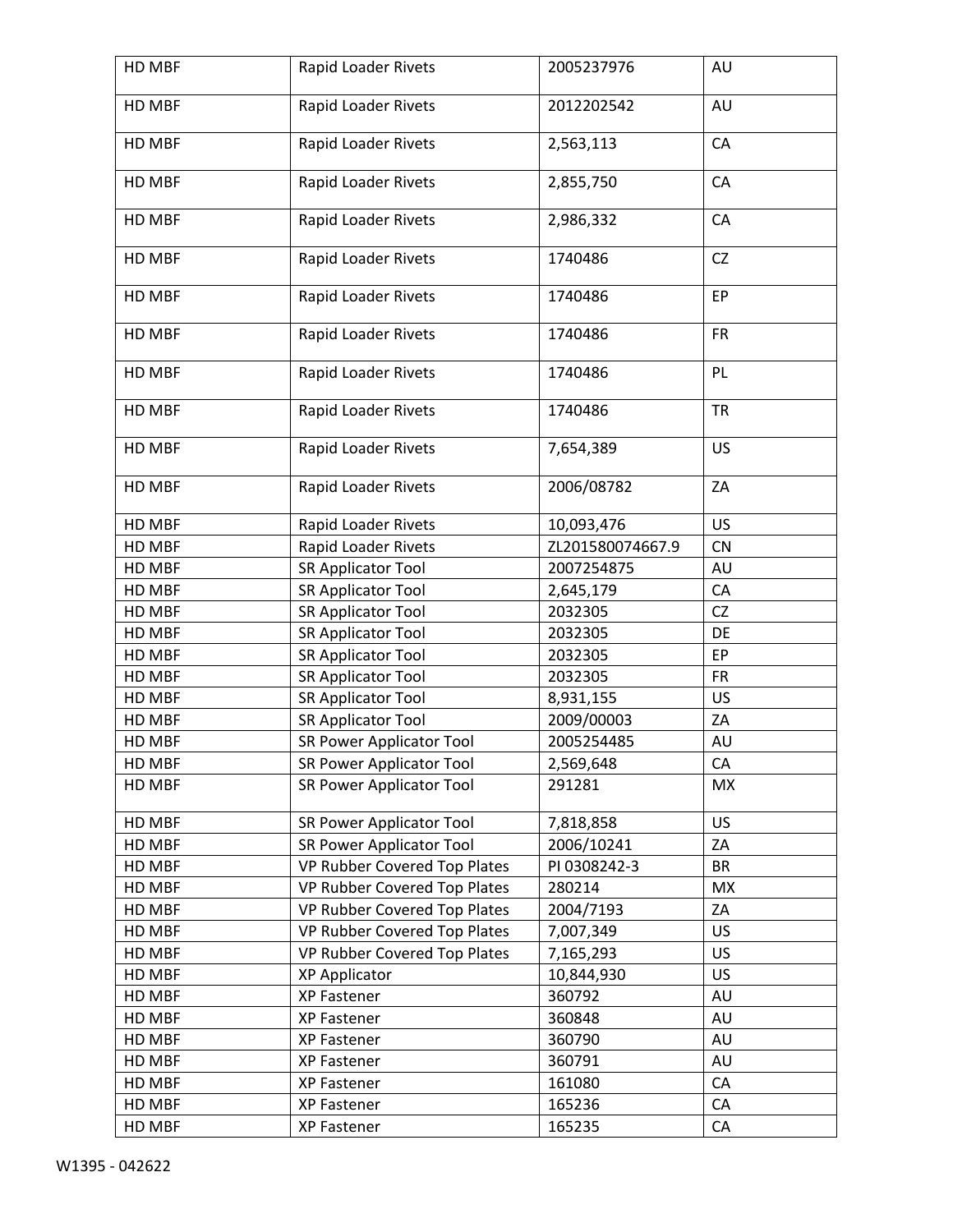| HD MBF | Rapid Loader Rivets | 2005237976 | AU |
|---|---|---|---|
| HD MBF | Rapid Loader Rivets | 2012202542 | AU |
| HD MBF | Rapid Loader Rivets | 2,563,113 | CA |
| HD MBF | Rapid Loader Rivets | 2,855,750 | CA |
| HD MBF | Rapid Loader Rivets | 2,986,332 | CA |
| HD MBF | Rapid Loader Rivets | 1740486 | CZ |
| HD MBF | Rapid Loader Rivets | 1740486 | EP |
| HD MBF | Rapid Loader Rivets | 1740486 | FR |
| HD MBF | Rapid Loader Rivets | 1740486 | PL |
| HD MBF | Rapid Loader Rivets | 1740486 | TR |
| HD MBF | Rapid Loader Rivets | 7,654,389 | US |
| HD MBF | Rapid Loader Rivets | 2006/08782 | ZA |
| HD MBF | Rapid Loader Rivets | 10,093,476 | US |
| HD MBF | Rapid Loader Rivets | ZL201580074667.9 | CN |
| HD MBF | SR Applicator Tool | 2007254875 | AU |
| HD MBF | SR Applicator Tool | 2,645,179 | CA |
| HD MBF | SR Applicator Tool | 2032305 | CZ |
| HD MBF | SR Applicator Tool | 2032305 | DE |
| HD MBF | SR Applicator Tool | 2032305 | EP |
| HD MBF | SR Applicator Tool | 2032305 | FR |
| HD MBF | SR Applicator Tool | 8,931,155 | US |
| HD MBF | SR Applicator Tool | 2009/00003 | ZA |
| HD MBF | SR Power Applicator Tool | 2005254485 | AU |
| HD MBF | SR Power Applicator Tool | 2,569,648 | CA |
| HD MBF | SR Power Applicator Tool | 291281 | MX |
| HD MBF | SR Power Applicator Tool | 7,818,858 | US |
| HD MBF | SR Power Applicator Tool | 2006/10241 | ZA |
| HD MBF | VP Rubber Covered Top Plates | PI 0308242-3 | BR |
| HD MBF | VP Rubber Covered Top Plates | 280214 | MX |
| HD MBF | VP Rubber Covered Top Plates | 2004/7193 | ZA |
| HD MBF | VP Rubber Covered Top Plates | 7,007,349 | US |
| HD MBF | VP Rubber Covered Top Plates | 7,165,293 | US |
| HD MBF | XP Applicator | 10,844,930 | US |
| HD MBF | XP Fastener | 360792 | AU |
| HD MBF | XP Fastener | 360848 | AU |
| HD MBF | XP Fastener | 360790 | AU |
| HD MBF | XP Fastener | 360791 | AU |
| HD MBF | XP Fastener | 161080 | CA |
| HD MBF | XP Fastener | 165236 | CA |
| HD MBF | XP Fastener | 165235 | CA |

W1395 - 042622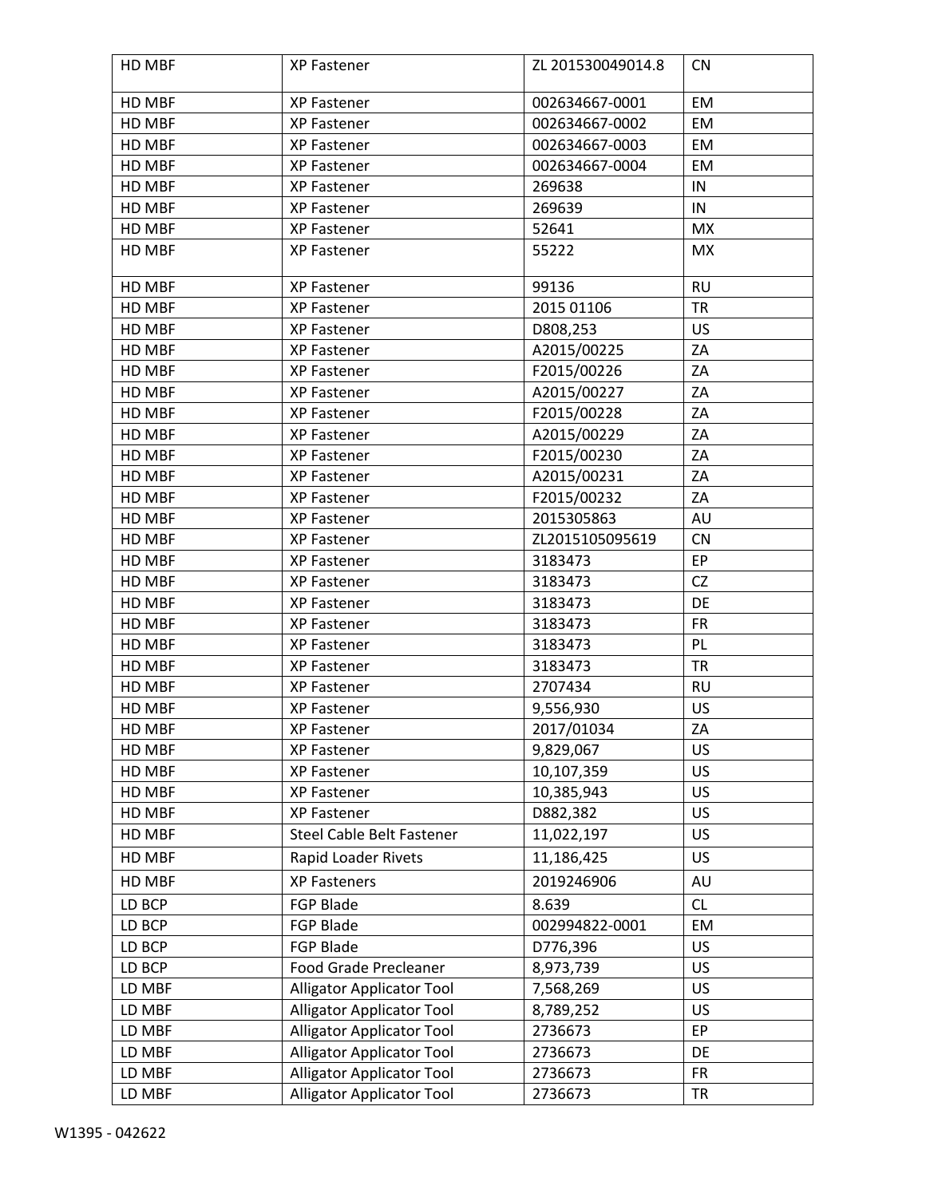| HD MBF | XP Fastener | ZL 201530049014.8 | CN |
|---|---|---|---|
| HD MBF | XP Fastener | 002634667-0001 | EM |
| HD MBF | XP Fastener | 002634667-0002 | EM |
| HD MBF | XP Fastener | 002634667-0003 | EM |
| HD MBF | XP Fastener | 002634667-0004 | EM |
| HD MBF | XP Fastener | 269638 | IN |
| HD MBF | XP Fastener | 269639 | IN |
| HD MBF | XP Fastener | 52641 | MX |
| HD MBF | XP Fastener | 55222 | MX |
| HD MBF | XP Fastener | 99136 | RU |
| HD MBF | XP Fastener | 2015 01106 | TR |
| HD MBF | XP Fastener | D808,253 | US |
| HD MBF | XP Fastener | A2015/00225 | ZA |
| HD MBF | XP Fastener | F2015/00226 | ZA |
| HD MBF | XP Fastener | A2015/00227 | ZA |
| HD MBF | XP Fastener | F2015/00228 | ZA |
| HD MBF | XP Fastener | A2015/00229 | ZA |
| HD MBF | XP Fastener | F2015/00230 | ZA |
| HD MBF | XP Fastener | A2015/00231 | ZA |
| HD MBF | XP Fastener | F2015/00232 | ZA |
| HD MBF | XP Fastener | 2015305863 | AU |
| HD MBF | XP Fastener | ZL2015105095619 | CN |
| HD MBF | XP Fastener | 3183473 | EP |
| HD MBF | XP Fastener | 3183473 | CZ |
| HD MBF | XP Fastener | 3183473 | DE |
| HD MBF | XP Fastener | 3183473 | FR |
| HD MBF | XP Fastener | 3183473 | PL |
| HD MBF | XP Fastener | 3183473 | TR |
| HD MBF | XP Fastener | 2707434 | RU |
| HD MBF | XP Fastener | 9,556,930 | US |
| HD MBF | XP Fastener | 2017/01034 | ZA |
| HD MBF | XP Fastener | 9,829,067 | US |
| HD MBF | XP Fastener | 10,107,359 | US |
| HD MBF | XP Fastener | 10,385,943 | US |
| HD MBF | XP Fastener | D882,382 | US |
| HD MBF | Steel Cable Belt Fastener | 11,022,197 | US |
| HD MBF | Rapid Loader Rivets | 11,186,425 | US |
| HD MBF | XP Fasteners | 2019246906 | AU |
| LD BCP | FGP Blade | 8.639 | CL |
| LD BCP | FGP Blade | 002994822-0001 | EM |
| LD BCP | FGP Blade | D776,396 | US |
| LD BCP | Food Grade Precleaner | 8,973,739 | US |
| LD MBF | Alligator Applicator Tool | 7,568,269 | US |
| LD MBF | Alligator Applicator Tool | 8,789,252 | US |
| LD MBF | Alligator Applicator Tool | 2736673 | EP |
| LD MBF | Alligator Applicator Tool | 2736673 | DE |
| LD MBF | Alligator Applicator Tool | 2736673 | FR |
| LD MBF | Alligator Applicator Tool | 2736673 | TR |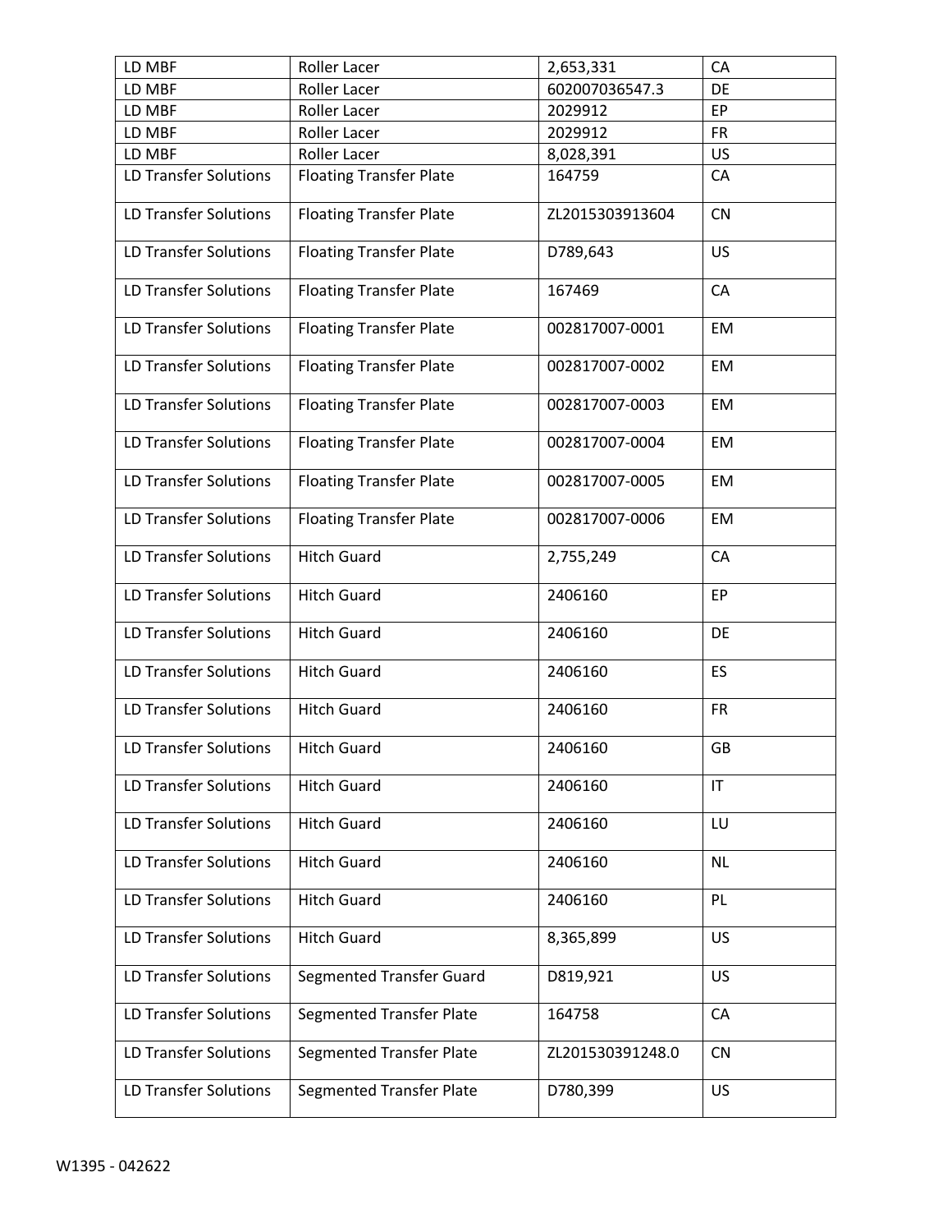| LD MBF | Roller Lacer | 2,653,331 | CA |
|---|---|---|---|
| LD MBF | Roller Lacer | 602007036547.3 | DE |
| LD MBF | Roller Lacer | 2029912 | EP |
| LD MBF | Roller Lacer | 2029912 | FR |
| LD MBF | Roller Lacer | 8,028,391 | US |
| LD Transfer Solutions | Floating Transfer Plate | 164759 | CA |
| LD Transfer Solutions | Floating Transfer Plate | ZL2015303913604 | CN |
| LD Transfer Solutions | Floating Transfer Plate | D789,643 | US |
| LD Transfer Solutions | Floating Transfer Plate | 167469 | CA |
| LD Transfer Solutions | Floating Transfer Plate | 002817007-0001 | EM |
| LD Transfer Solutions | Floating Transfer Plate | 002817007-0002 | EM |
| LD Transfer Solutions | Floating Transfer Plate | 002817007-0003 | EM |
| LD Transfer Solutions | Floating Transfer Plate | 002817007-0004 | EM |
| LD Transfer Solutions | Floating Transfer Plate | 002817007-0005 | EM |
| LD Transfer Solutions | Floating Transfer Plate | 002817007-0006 | EM |
| LD Transfer Solutions | Hitch Guard | 2,755,249 | CA |
| LD Transfer Solutions | Hitch Guard | 2406160 | EP |
| LD Transfer Solutions | Hitch Guard | 2406160 | DE |
| LD Transfer Solutions | Hitch Guard | 2406160 | ES |
| LD Transfer Solutions | Hitch Guard | 2406160 | FR |
| LD Transfer Solutions | Hitch Guard | 2406160 | GB |
| LD Transfer Solutions | Hitch Guard | 2406160 | IT |
| LD Transfer Solutions | Hitch Guard | 2406160 | LU |
| LD Transfer Solutions | Hitch Guard | 2406160 | NL |
| LD Transfer Solutions | Hitch Guard | 2406160 | PL |
| LD Transfer Solutions | Hitch Guard | 8,365,899 | US |
| LD Transfer Solutions | Segmented Transfer Guard | D819,921 | US |
| LD Transfer Solutions | Segmented Transfer Plate | 164758 | CA |
| LD Transfer Solutions | Segmented Transfer Plate | ZL201530391248.0 | CN |
| LD Transfer Solutions | Segmented Transfer Plate | D780,399 | US |

W1395 - 042622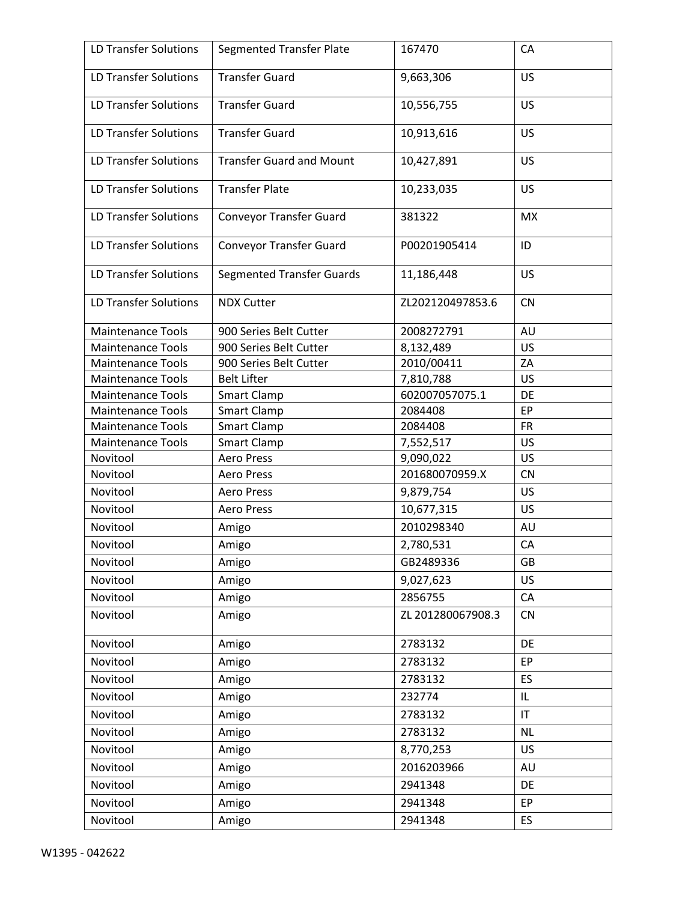| LD Transfer Solutions | Segmented Transfer Plate | 167470 | CA |
|---|---|---|---|
| LD Transfer Solutions | Transfer Guard | 9,663,306 | US |
| LD Transfer Solutions | Transfer Guard | 10,556,755 | US |
| LD Transfer Solutions | Transfer Guard | 10,913,616 | US |
| LD Transfer Solutions | Transfer Guard and Mount | 10,427,891 | US |
| LD Transfer Solutions | Transfer Plate | 10,233,035 | US |
| LD Transfer Solutions | Conveyor Transfer Guard | 381322 | MX |
| LD Transfer Solutions | Conveyor Transfer Guard | P00201905414 | ID |
| LD Transfer Solutions | Segmented Transfer Guards | 11,186,448 | US |
| LD Transfer Solutions | NDX Cutter | ZL202120497853.6 | CN |
| Maintenance Tools | 900 Series Belt Cutter | 2008272791 | AU |
| Maintenance Tools | 900 Series Belt Cutter | 8,132,489 | US |
| Maintenance Tools | 900 Series Belt Cutter | 2010/00411 | ZA |
| Maintenance Tools | Belt Lifter | 7,810,788 | US |
| Maintenance Tools | Smart Clamp | 602007057075.1 | DE |
| Maintenance Tools | Smart Clamp | 2084408 | EP |
| Maintenance Tools | Smart Clamp | 2084408 | FR |
| Maintenance Tools | Smart Clamp | 7,552,517 | US |
| Novitool | Aero Press | 9,090,022 | US |
| Novitool | Aero Press | 201680070959.X | CN |
| Novitool | Aero Press | 9,879,754 | US |
| Novitool | Aero Press | 10,677,315 | US |
| Novitool | Amigo | 2010298340 | AU |
| Novitool | Amigo | 2,780,531 | CA |
| Novitool | Amigo | GB2489336 | GB |
| Novitool | Amigo | 9,027,623 | US |
| Novitool | Amigo | 2856755 | CA |
| Novitool | Amigo | ZL 201280067908.3 | CN |
| Novitool | Amigo | 2783132 | DE |
| Novitool | Amigo | 2783132 | EP |
| Novitool | Amigo | 2783132 | ES |
| Novitool | Amigo | 232774 | IL |
| Novitool | Amigo | 2783132 | IT |
| Novitool | Amigo | 2783132 | NL |
| Novitool | Amigo | 8,770,253 | US |
| Novitool | Amigo | 2016203966 | AU |
| Novitool | Amigo | 2941348 | DE |
| Novitool | Amigo | 2941348 | EP |
| Novitool | Amigo | 2941348 | ES |

W1395 - 042622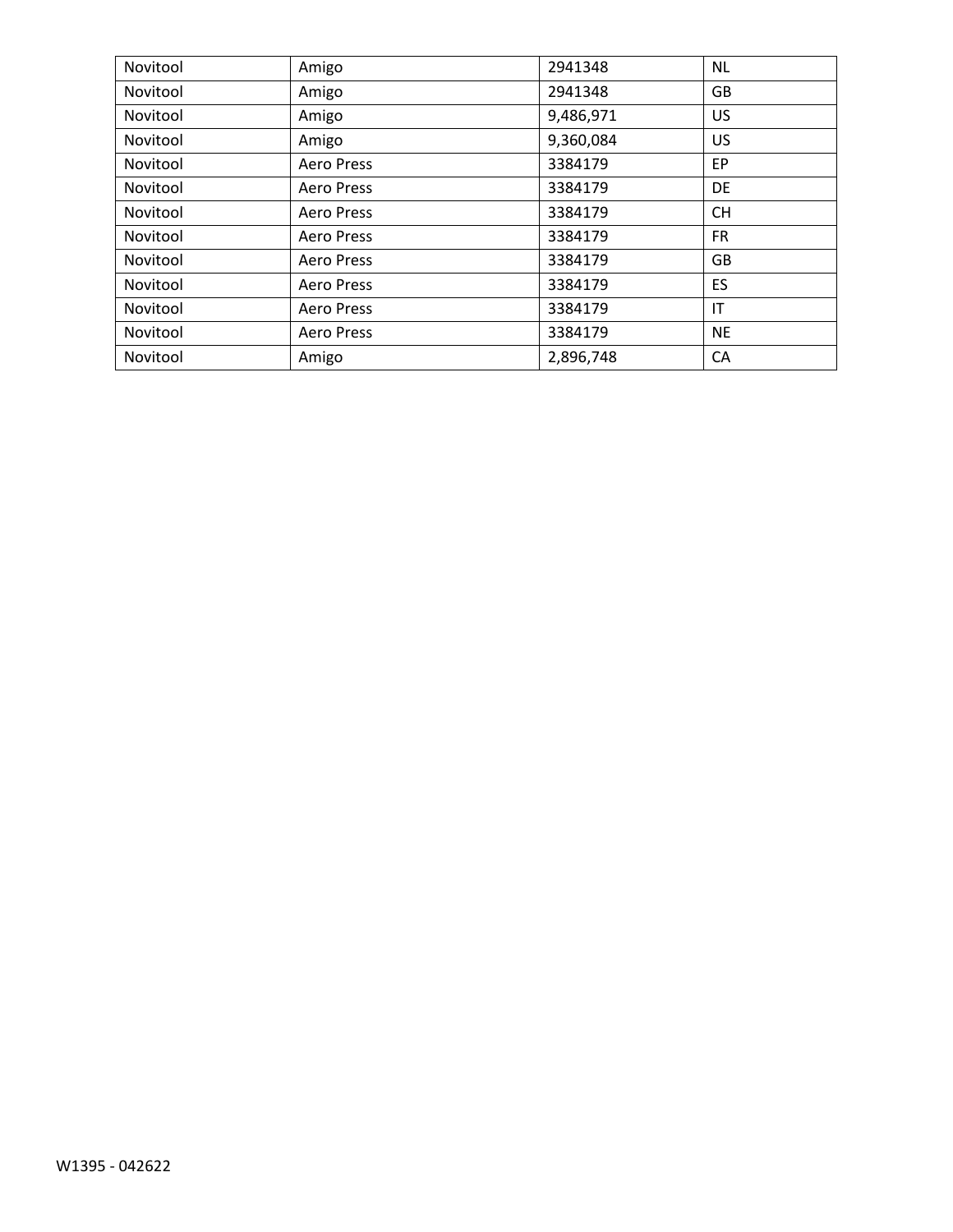| | | | |
|---|---|---|---|
| Novitool | Amigo | 2941348 | NL |
| Novitool | Amigo | 2941348 | GB |
| Novitool | Amigo | 9,486,971 | US |
| Novitool | Amigo | 9,360,084 | US |
| Novitool | Aero Press | 3384179 | EP |
| Novitool | Aero Press | 3384179 | DE |
| Novitool | Aero Press | 3384179 | CH |
| Novitool | Aero Press | 3384179 | FR |
| Novitool | Aero Press | 3384179 | GB |
| Novitool | Aero Press | 3384179 | ES |
| Novitool | Aero Press | 3384179 | IT |
| Novitool | Aero Press | 3384179 | NE |
| Novitool | Amigo | 2,896,748 | CA |